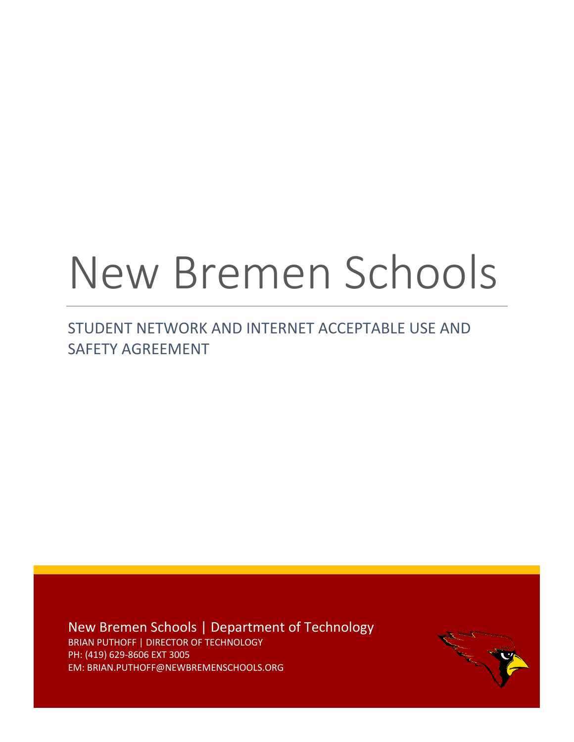# New Bremen Schools

## STUDENT NETWORK AND INTERNET ACCEPTABLE USE AND SAFETY AGREEMENT

New Bremen Schools | Department of Technology

BRIAN PUTHOFF | DIRECTOR OF TECHNOLOGY

PH: (419) 629-8606 EXT 3005

EM: BRIAN.PUTHOFF@NEWBREMENSCHOOLS.ORG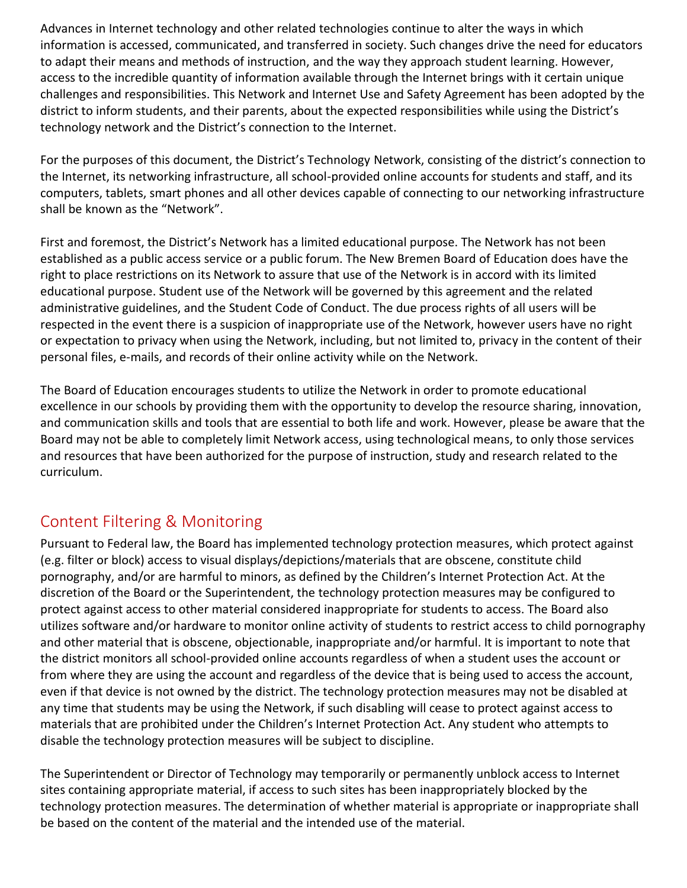Advances in Internet technology and other related technologies continue to alter the ways in which information is accessed, communicated, and transferred in society. Such changes drive the need for educators to adapt their means and methods of instruction, and the way they approach student learning. However, access to the incredible quantity of information available through the Internet brings with it certain unique challenges and responsibilities. This Network and Internet Use and Safety Agreement has been adopted by the district to inform students, and their parents, about the expected responsibilities while using the District's technology network and the District's connection to the Internet.

For the purposes of this document, the District's Technology Network, consisting of the district's connection to the Internet, its networking infrastructure, all school-provided online accounts for students and staff, and its computers, tablets, smart phones and all other devices capable of connecting to our networking infrastructure shall be known as the "Network".

First and foremost, the District's Network has a limited educational purpose. The Network has not been established as a public access service or a public forum. The New Bremen Board of Education does have the right to place restrictions on its Network to assure that use of the Network is in accord with its limited educational purpose. Student use of the Network will be governed by this agreement and the related administrative guidelines, and the Student Code of Conduct. The due process rights of all users will be respected in the event there is a suspicion of inappropriate use of the Network, however users have no right or expectation to privacy when using the Network, including, but not limited to, privacy in the content of their personal files, e-mails, and records of their online activity while on the Network.

The Board of Education encourages students to utilize the Network in order to promote educational excellence in our schools by providing them with the opportunity to develop the resource sharing, innovation, and communication skills and tools that are essential to both life and work. However, please be aware that the Board may not be able to completely limit Network access, using technological means, to only those services and resources that have been authorized for the purpose of instruction, study and research related to the curriculum.

## Content Filtering & Monitoring

Pursuant to Federal law, the Board has implemented technology protection measures, which protect against (e.g. filter or block) access to visual displays/depictions/materials that are obscene, constitute child pornography, and/or are harmful to minors, as defined by the Children's Internet Protection Act. At the discretion of the Board or the Superintendent, the technology protection measures may be configured to protect against access to other material considered inappropriate for students to access. The Board also utilizes software and/or hardware to monitor online activity of students to restrict access to child pornography and other material that is obscene, objectionable, inappropriate and/or harmful. It is important to note that the district monitors all school-provided online accounts regardless of when a student uses the account or from where they are using the account and regardless of the device that is being used to access the account, even if that device is not owned by the district. The technology protection measures may not be disabled at any time that students may be using the Network, if such disabling will cease to protect against access to materials that are prohibited under the Children's Internet Protection Act. Any student who attempts to disable the technology protection measures will be subject to discipline.

The Superintendent or Director of Technology may temporarily or permanently unblock access to Internet sites containing appropriate material, if access to such sites has been inappropriately blocked by the technology protection measures. The determination of whether material is appropriate or inappropriate shall be based on the content of the material and the intended use of the material.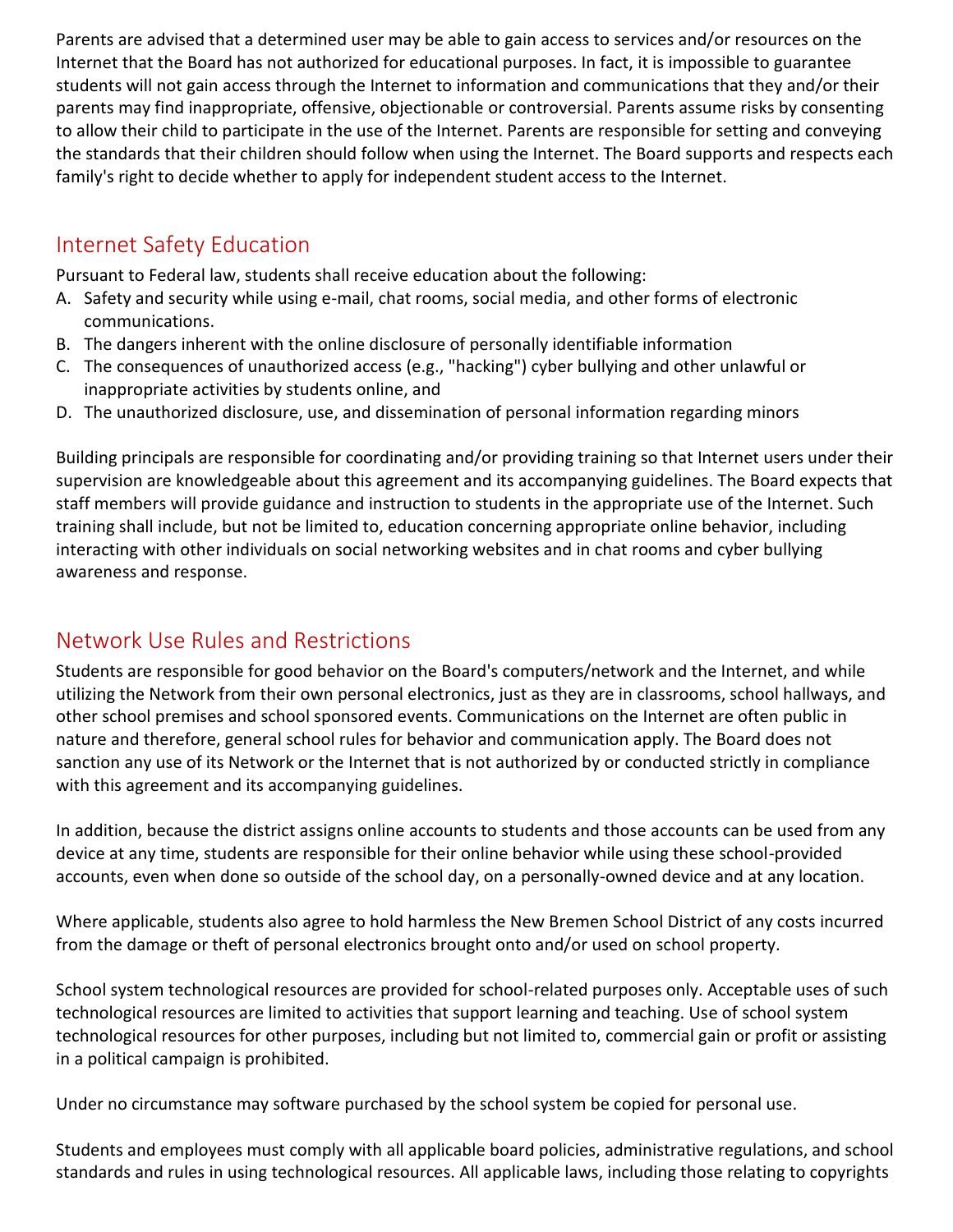Parents are advised that a determined user may be able to gain access to services and/or resources on the Internet that the Board has not authorized for educational purposes. In fact, it is impossible to guarantee students will not gain access through the Internet to information and communications that they and/or their parents may find inappropriate, offensive, objectionable or controversial. Parents assume risks by consenting to allow their child to participate in the use of the Internet. Parents are responsible for setting and conveying the standards that their children should follow when using the Internet. The Board supports and respects each family's right to decide whether to apply for independent student access to the Internet.

## Internet Safety Education

Pursuant to Federal law, students shall receive education about the following:

A. Safety and security while using e-mail, chat rooms, social media, and other forms of electronic communications.
B. The dangers inherent with the online disclosure of personally identifiable information
C. The consequences of unauthorized access (e.g., "hacking") cyber bullying and other unlawful or inappropriate activities by students online, and
D. The unauthorized disclosure, use, and dissemination of personal information regarding minors

Building principals are responsible for coordinating and/or providing training so that Internet users under their supervision are knowledgeable about this agreement and its accompanying guidelines. The Board expects that staff members will provide guidance and instruction to students in the appropriate use of the Internet. Such training shall include, but not be limited to, education concerning appropriate online behavior, including interacting with other individuals on social networking websites and in chat rooms and cyber bullying awareness and response.

## Network Use Rules and Restrictions

Students are responsible for good behavior on the Board's computers/network and the Internet, and while utilizing the Network from their own personal electronics, just as they are in classrooms, school hallways, and other school premises and school sponsored events. Communications on the Internet are often public in nature and therefore, general school rules for behavior and communication apply. The Board does not sanction any use of its Network or the Internet that is not authorized by or conducted strictly in compliance with this agreement and its accompanying guidelines.

In addition, because the district assigns online accounts to students and those accounts can be used from any device at any time, students are responsible for their online behavior while using these school-provided accounts, even when done so outside of the school day, on a personally-owned device and at any location.

Where applicable, students also agree to hold harmless the New Bremen School District of any costs incurred from the damage or theft of personal electronics brought onto and/or used on school property.

School system technological resources are provided for school-related purposes only. Acceptable uses of such technological resources are limited to activities that support learning and teaching. Use of school system technological resources for other purposes, including but not limited to, commercial gain or profit or assisting in a political campaign is prohibited.

Under no circumstance may software purchased by the school system be copied for personal use.

Students and employees must comply with all applicable board policies, administrative regulations, and school standards and rules in using technological resources. All applicable laws, including those relating to copyrights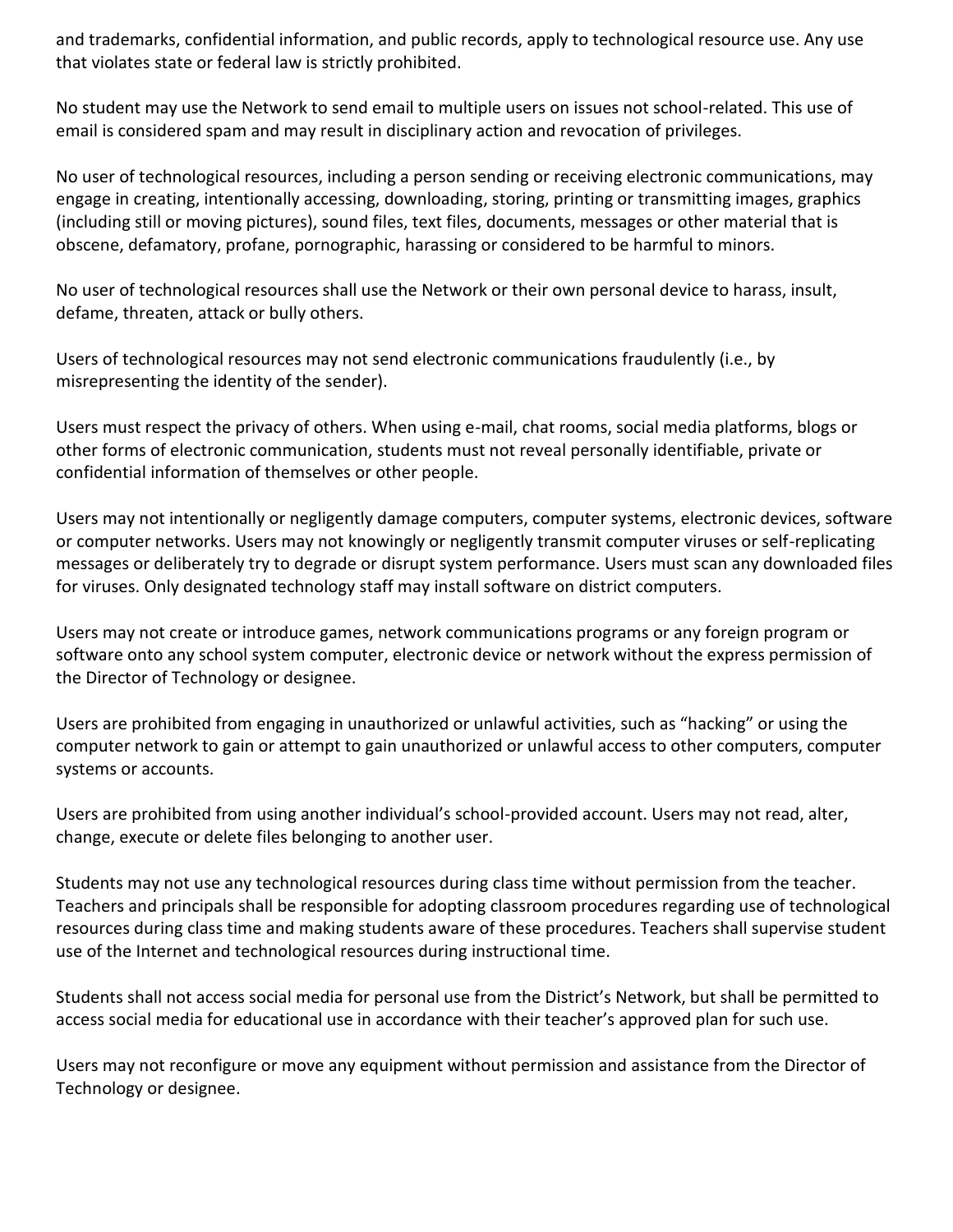and trademarks, confidential information, and public records, apply to technological resource use. Any use that violates state or federal law is strictly prohibited.

No student may use the Network to send email to multiple users on issues not school-related. This use of email is considered spam and may result in disciplinary action and revocation of privileges.

No user of technological resources, including a person sending or receiving electronic communications, may engage in creating, intentionally accessing, downloading, storing, printing or transmitting images, graphics (including still or moving pictures), sound files, text files, documents, messages or other material that is obscene, defamatory, profane, pornographic, harassing or considered to be harmful to minors.

No user of technological resources shall use the Network or their own personal device to harass, insult, defame, threaten, attack or bully others.

Users of technological resources may not send electronic communications fraudulently (i.e., by misrepresenting the identity of the sender).

Users must respect the privacy of others. When using e-mail, chat rooms, social media platforms, blogs or other forms of electronic communication, students must not reveal personally identifiable, private or confidential information of themselves or other people.

Users may not intentionally or negligently damage computers, computer systems, electronic devices, software or computer networks. Users may not knowingly or negligently transmit computer viruses or self-replicating messages or deliberately try to degrade or disrupt system performance. Users must scan any downloaded files for viruses. Only designated technology staff may install software on district computers.

Users may not create or introduce games, network communications programs or any foreign program or software onto any school system computer, electronic device or network without the express permission of the Director of Technology or designee.

Users are prohibited from engaging in unauthorized or unlawful activities, such as "hacking" or using the computer network to gain or attempt to gain unauthorized or unlawful access to other computers, computer systems or accounts.

Users are prohibited from using another individual's school-provided account. Users may not read, alter, change, execute or delete files belonging to another user.

Students may not use any technological resources during class time without permission from the teacher. Teachers and principals shall be responsible for adopting classroom procedures regarding use of technological resources during class time and making students aware of these procedures. Teachers shall supervise student use of the Internet and technological resources during instructional time.

Students shall not access social media for personal use from the District's Network, but shall be permitted to access social media for educational use in accordance with their teacher's approved plan for such use.

Users may not reconfigure or move any equipment without permission and assistance from the Director of Technology or designee.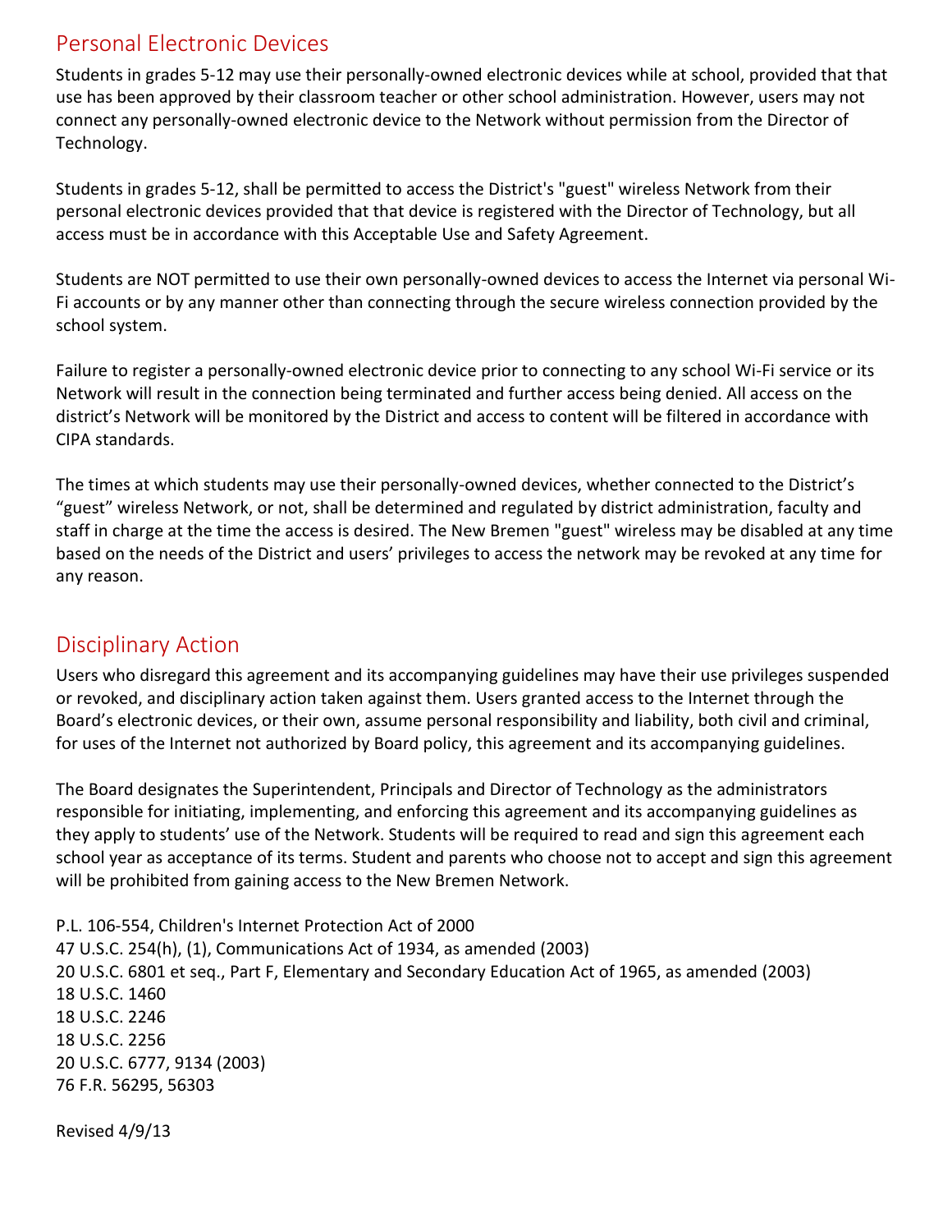## Personal Electronic Devices

Students in grades 5-12 may use their personally-owned electronic devices while at school, provided that that use has been approved by their classroom teacher or other school administration. However, users may not connect any personally-owned electronic device to the Network without permission from the Director of Technology.

Students in grades 5-12, shall be permitted to access the District's "guest" wireless Network from their personal electronic devices provided that that device is registered with the Director of Technology, but all access must be in accordance with this Acceptable Use and Safety Agreement.

Students are NOT permitted to use their own personally-owned devices to access the Internet via personal Wi-Fi accounts or by any manner other than connecting through the secure wireless connection provided by the school system.

Failure to register a personally-owned electronic device prior to connecting to any school Wi-Fi service or its Network will result in the connection being terminated and further access being denied. All access on the district's Network will be monitored by the District and access to content will be filtered in accordance with CIPA standards.

The times at which students may use their personally-owned devices, whether connected to the District's "guest" wireless Network, or not, shall be determined and regulated by district administration, faculty and staff in charge at the time the access is desired. The New Bremen "guest" wireless may be disabled at any time based on the needs of the District and users' privileges to access the network may be revoked at any time for any reason.

## Disciplinary Action

Users who disregard this agreement and its accompanying guidelines may have their use privileges suspended or revoked, and disciplinary action taken against them. Users granted access to the Internet through the Board's electronic devices, or their own, assume personal responsibility and liability, both civil and criminal, for uses of the Internet not authorized by Board policy, this agreement and its accompanying guidelines.

The Board designates the Superintendent, Principals and Director of Technology as the administrators responsible for initiating, implementing, and enforcing this agreement and its accompanying guidelines as they apply to students' use of the Network. Students will be required to read and sign this agreement each school year as acceptance of its terms. Student and parents who choose not to accept and sign this agreement will be prohibited from gaining access to the New Bremen Network.

P.L. 106-554, Children's Internet Protection Act of 2000
47 U.S.C. 254(h), (1), Communications Act of 1934, as amended (2003)
20 U.S.C. 6801 et seq., Part F, Elementary and Secondary Education Act of 1965, as amended (2003)
18 U.S.C. 1460
18 U.S.C. 2246
18 U.S.C. 2256
20 U.S.C. 6777, 9134 (2003)
76 F.R. 56295, 56303

Revised 4/9/13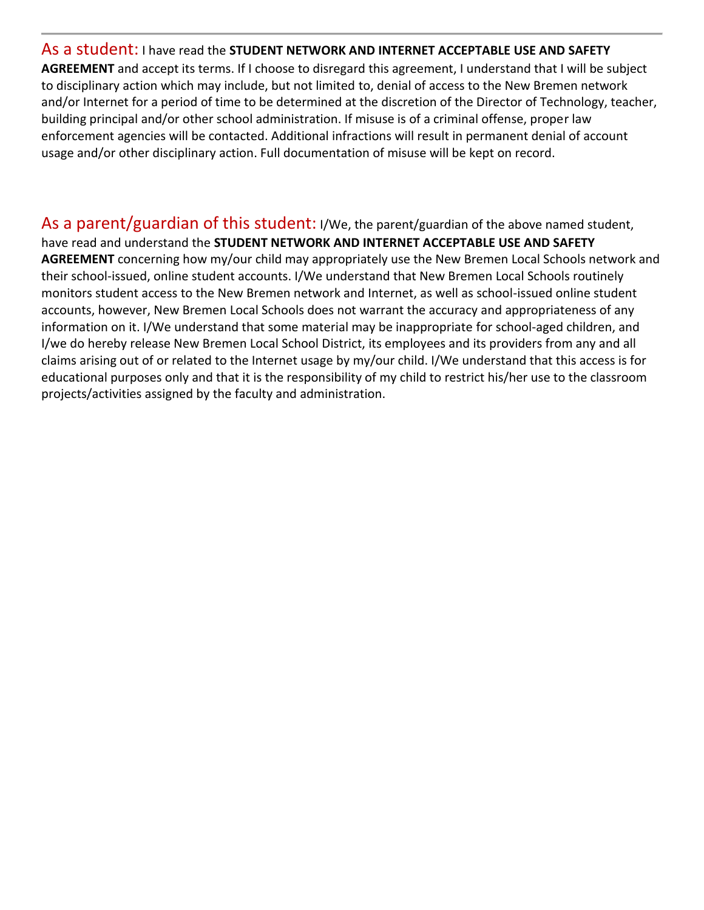---

As a student: I have read the **STUDENT NETWORK AND INTERNET ACCEPTABLE USE AND SAFETY AGREEMENT** and accept its terms. If I choose to disregard this agreement, I understand that I will be subject to disciplinary action which may include, but not limited to, denial of access to the New Bremen network and/or Internet for a period of time to be determined at the discretion of the Director of Technology, teacher, building principal and/or other school administration. If misuse is of a criminal offense, proper law enforcement agencies will be contacted. Additional infractions will result in permanent denial of account usage and/or other disciplinary action. Full documentation of misuse will be kept on record.

As a parent/guardian of this student: I/We, the parent/guardian of the above named student, have read and understand the **STUDENT NETWORK AND INTERNET ACCEPTABLE USE AND SAFETY AGREEMENT** concerning how my/our child may appropriately use the New Bremen Local Schools network and their school-issued, online student accounts. I/We understand that New Bremen Local Schools routinely monitors student access to the New Bremen network and Internet, as well as school-issued online student accounts, however, New Bremen Local Schools does not warrant the accuracy and appropriateness of any information on it. I/We understand that some material may be inappropriate for school-aged children, and I/we do hereby release New Bremen Local School District, its employees and its providers from any and all claims arising out of or related to the Internet usage by my/our child. I/We understand that this access is for educational purposes only and that it is the responsibility of my child to restrict his/her use to the classroom projects/activities assigned by the faculty and administration.